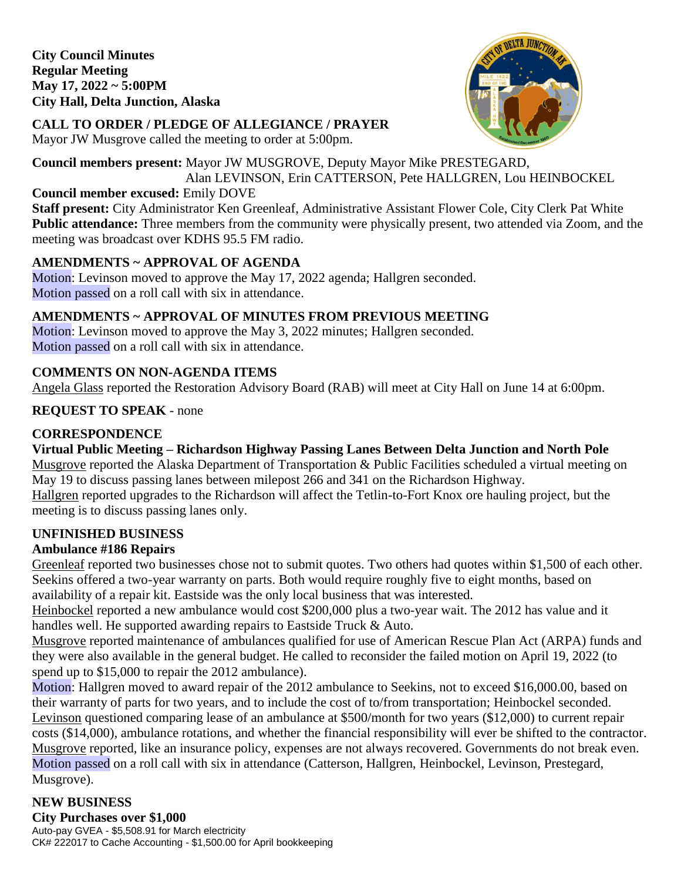**City Council Minutes**
**Regular Meeting**
**May 17, 2022 ~ 5:00PM**
**City Hall, Delta Junction, Alaska**

## CALL TO ORDER / PLEDGE OF ALLEGIANCE / PRAYER

Mayor JW Musgrove called the meeting to order at 5:00pm.

**Council members present:** Mayor JW MUSGROVE, Deputy Mayor Mike PRESTEGARD, Alan LEVINSON, Erin CATTERSON, Pete HALLGREN, Lou HEINBOCKEL

**Council member excused:** Emily DOVE

**Staff present:** City Administrator Ken Greenleaf, Administrative Assistant Flower Cole, City Clerk Pat White

**Public attendance:** Three members from the community were physically present, two attended via Zoom, and the meeting was broadcast over KDHS 95.5 FM radio.

## AMENDMENTS ~ APPROVAL OF AGENDA

Motion: Levinson moved to approve the May 17, 2022 agenda; Hallgren seconded.
Motion passed on a roll call with six in attendance.

## AMENDMENTS ~ APPROVAL OF MINUTES FROM PREVIOUS MEETING

Motion: Levinson moved to approve the May 3, 2022 minutes; Hallgren seconded.
Motion passed on a roll call with six in attendance.

## COMMENTS ON NON-AGENDA ITEMS

Angela Glass reported the Restoration Advisory Board (RAB) will meet at City Hall on June 14 at 6:00pm.

## REQUEST TO SPEAK - none

## CORRESPONDENCE

### Virtual Public Meeting – Richardson Highway Passing Lanes Between Delta Junction and North Pole

Musgrove reported the Alaska Department of Transportation & Public Facilities scheduled a virtual meeting on May 19 to discuss passing lanes between milepost 266 and 341 on the Richardson Highway.
Hallgren reported upgrades to the Richardson will affect the Tetlin-to-Fort Knox ore hauling project, but the meeting is to discuss passing lanes only.

## UNFINISHED BUSINESS

### Ambulance #186 Repairs

Greenleaf reported two businesses chose not to submit quotes. Two others had quotes within $1,500 of each other. Seekins offered a two-year warranty on parts. Both would require roughly five to eight months, based on availability of a repair kit. Eastside was the only local business that was interested.
Heinbockel reported a new ambulance would cost $200,000 plus a two-year wait. The 2012 has value and it handles well. He supported awarding repairs to Eastside Truck & Auto.
Musgrove reported maintenance of ambulances qualified for use of American Rescue Plan Act (ARPA) funds and they were also available in the general budget. He called to reconsider the failed motion on April 19, 2022 (to spend up to $15,000 to repair the 2012 ambulance).
Motion: Hallgren moved to award repair of the 2012 ambulance to Seekins, not to exceed $16,000.00, based on their warranty of parts for two years, and to include the cost of to/from transportation; Heinbockel seconded.
Levinson questioned comparing lease of an ambulance at $500/month for two years ($12,000) to current repair costs ($14,000), ambulance rotations, and whether the financial responsibility will ever be shifted to the contractor.
Musgrove reported, like an insurance policy, expenses are not always recovered. Governments do not break even.
Motion passed on a roll call with six in attendance (Catterson, Hallgren, Heinbockel, Levinson, Prestegard, Musgrove).

## NEW BUSINESS

### City Purchases over $1,000

Auto-pay GVEA - $5,508.91 for March electricity
CK# 222017 to Cache Accounting - $1,500.00 for April bookkeeping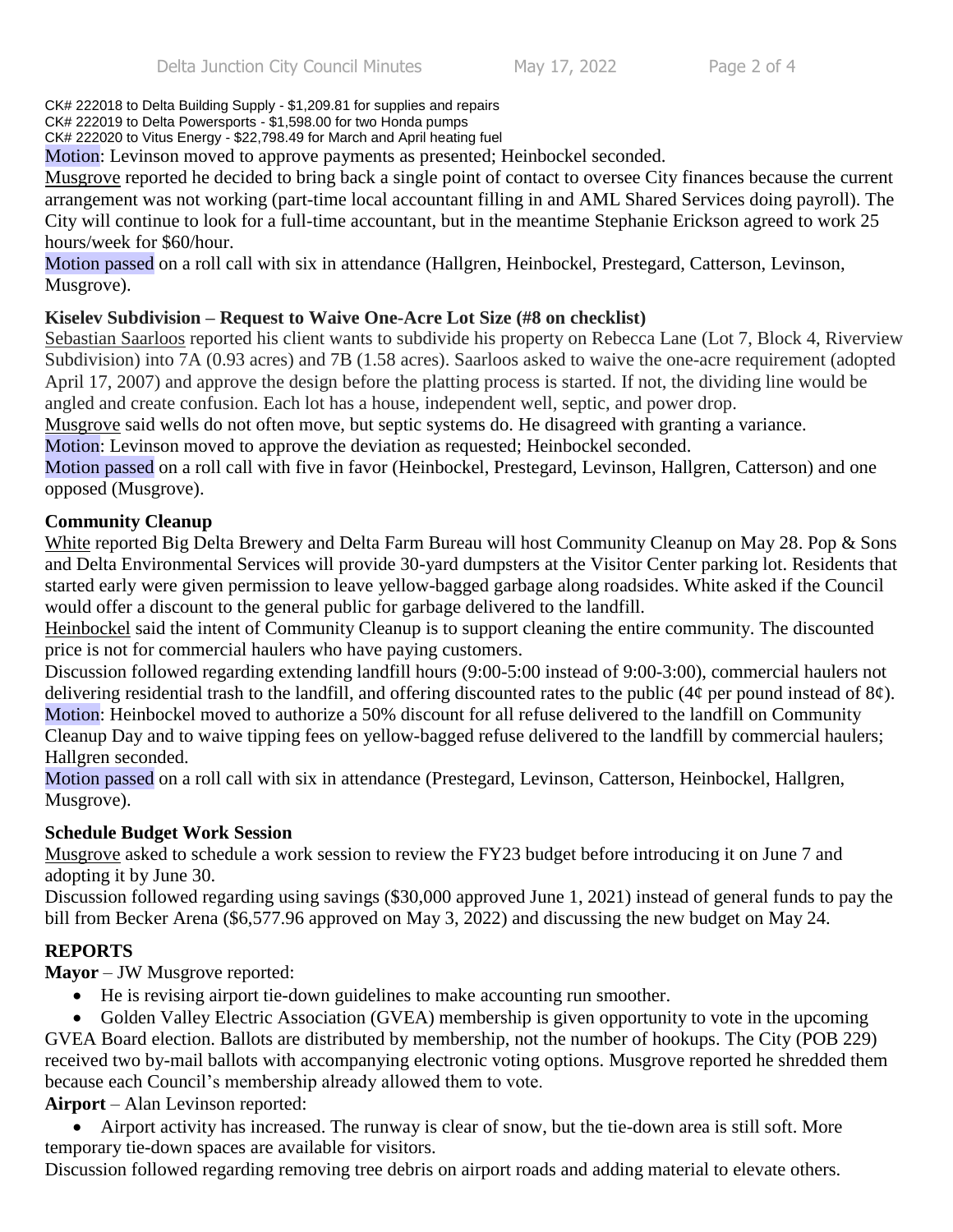CK# 222018 to Delta Building Supply - $1,209.81 for supplies and repairs
CK# 222019 to Delta Powersports - $1,598.00 for two Honda pumps
CK# 222020 to Vitus Energy - $22,798.49 for March and April heating fuel

Motion: Levinson moved to approve payments as presented; Heinbockel seconded.

Musgrove reported he decided to bring back a single point of contact to oversee City finances because the current arrangement was not working (part-time local accountant filling in and AML Shared Services doing payroll). The City will continue to look for a full-time accountant, but in the meantime Stephanie Erickson agreed to work 25 hours/week for $60/hour.

Motion passed on a roll call with six in attendance (Hallgren, Heinbockel, Prestegard, Catterson, Levinson, Musgrove).

**Kiselev Subdivision – Request to Waive One-Acre Lot Size (#8 on checklist)**

Sebastian Saarloos reported his client wants to subdivide his property on Rebecca Lane (Lot 7, Block 4, Riverview Subdivision) into 7A (0.93 acres) and 7B (1.58 acres). Saarloos asked to waive the one-acre requirement (adopted April 17, 2007) and approve the design before the platting process is started. If not, the dividing line would be angled and create confusion. Each lot has a house, independent well, septic, and power drop.

Musgrove said wells do not often move, but septic systems do. He disagreed with granting a variance.

Motion: Levinson moved to approve the deviation as requested; Heinbockel seconded.

Motion passed on a roll call with five in favor (Heinbockel, Prestegard, Levinson, Hallgren, Catterson) and one opposed (Musgrove).

**Community Cleanup**

White reported Big Delta Brewery and Delta Farm Bureau will host Community Cleanup on May 28. Pop & Sons and Delta Environmental Services will provide 30-yard dumpsters at the Visitor Center parking lot. Residents that started early were given permission to leave yellow-bagged garbage along roadsides. White asked if the Council would offer a discount to the general public for garbage delivered to the landfill.

Heinbockel said the intent of Community Cleanup is to support cleaning the entire community. The discounted price is not for commercial haulers who have paying customers.

Discussion followed regarding extending landfill hours (9:00-5:00 instead of 9:00-3:00), commercial haulers not delivering residential trash to the landfill, and offering discounted rates to the public (4¢ per pound instead of 8¢).

Motion: Heinbockel moved to authorize a 50% discount for all refuse delivered to the landfill on Community Cleanup Day and to waive tipping fees on yellow-bagged refuse delivered to the landfill by commercial haulers; Hallgren seconded.

Motion passed on a roll call with six in attendance (Prestegard, Levinson, Catterson, Heinbockel, Hallgren, Musgrove).

**Schedule Budget Work Session**

Musgrove asked to schedule a work session to review the FY23 budget before introducing it on June 7 and adopting it by June 30.

Discussion followed regarding using savings ($30,000 approved June 1, 2021) instead of general funds to pay the bill from Becker Arena ($6,577.96 approved on May 3, 2022) and discussing the new budget on May 24.

## REPORTS

**Mayor** – JW Musgrove reported:

- He is revising airport tie-down guidelines to make accounting run smoother.
- Golden Valley Electric Association (GVEA) membership is given opportunity to vote in the upcoming GVEA Board election. Ballots are distributed by membership, not the number of hookups. The City (POB 229) received two by-mail ballots with accompanying electronic voting options. Musgrove reported he shredded them because each Council's membership already allowed them to vote.

**Airport** – Alan Levinson reported:

- Airport activity has increased. The runway is clear of snow, but the tie-down area is still soft. More temporary tie-down spaces are available for visitors.

Discussion followed regarding removing tree debris on airport roads and adding material to elevate others.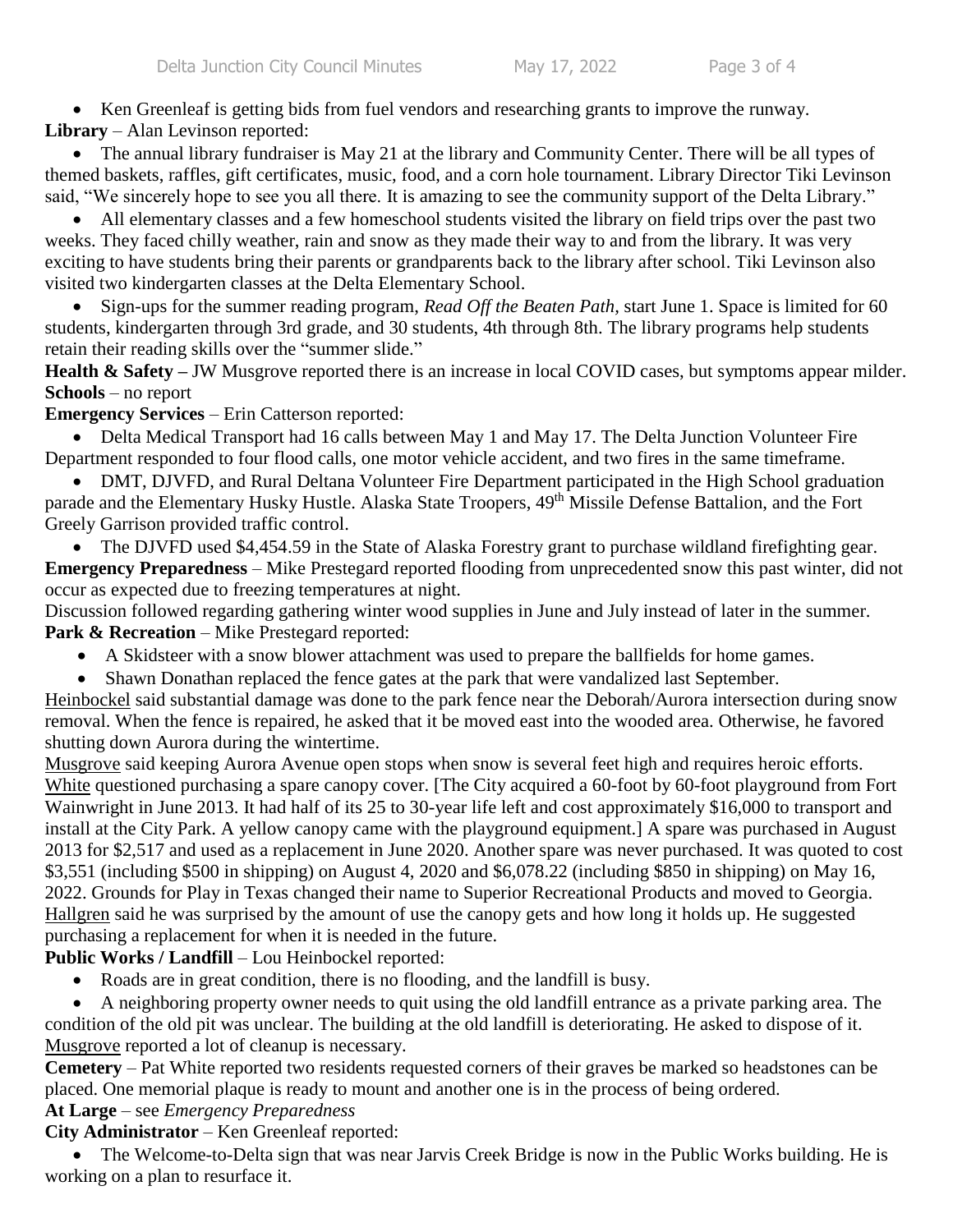- Ken Greenleaf is getting bids from fuel vendors and researching grants to improve the runway.

**Library** – Alan Levinson reported:

- The annual library fundraiser is May 21 at the library and Community Center. There will be all types of themed baskets, raffles, gift certificates, music, food, and a corn hole tournament. Library Director Tiki Levinson said, "We sincerely hope to see you all there. It is amazing to see the community support of the Delta Library."
- All elementary classes and a few homeschool students visited the library on field trips over the past two weeks. They faced chilly weather, rain and snow as they made their way to and from the library. It was very exciting to have students bring their parents or grandparents back to the library after school. Tiki Levinson also visited two kindergarten classes at the Delta Elementary School.
- Sign-ups for the summer reading program, *Read Off the Beaten Path*, start June 1. Space is limited for 60 students, kindergarten through 3rd grade, and 30 students, 4th through 8th. The library programs help students retain their reading skills over the "summer slide."

**Health & Safety –** JW Musgrove reported there is an increase in local COVID cases, but symptoms appear milder.

**Schools** – no report

**Emergency Services** – Erin Catterson reported:

- Delta Medical Transport had 16 calls between May 1 and May 17. The Delta Junction Volunteer Fire Department responded to four flood calls, one motor vehicle accident, and two fires in the same timeframe.
- DMT, DJVFD, and Rural Deltana Volunteer Fire Department participated in the High School graduation parade and the Elementary Husky Hustle. Alaska State Troopers, 49th Missile Defense Battalion, and the Fort Greely Garrison provided traffic control.
- The DJVFD used $4,454.59 in the State of Alaska Forestry grant to purchase wildland firefighting gear.

**Emergency Preparedness** – Mike Prestegard reported flooding from unprecedented snow this past winter, did not occur as expected due to freezing temperatures at night.

Discussion followed regarding gathering winter wood supplies in June and July instead of later in the summer.

**Park & Recreation** – Mike Prestegard reported:

- A Skidsteer with a snow blower attachment was used to prepare the ballfields for home games.
- Shawn Donathan replaced the fence gates at the park that were vandalized last September.

Heinbockel said substantial damage was done to the park fence near the Deborah/Aurora intersection during snow removal. When the fence is repaired, he asked that it be moved east into the wooded area. Otherwise, he favored shutting down Aurora during the wintertime.

Musgrove said keeping Aurora Avenue open stops when snow is several feet high and requires heroic efforts.

White questioned purchasing a spare canopy cover. [The City acquired a 60-foot by 60-foot playground from Fort Wainwright in June 2013. It had half of its 25 to 30-year life left and cost approximately $16,000 to transport and install at the City Park. A yellow canopy came with the playground equipment.] A spare was purchased in August 2013 for $2,517 and used as a replacement in June 2020. Another spare was never purchased. It was quoted to cost $3,551 (including $500 in shipping) on August 4, 2020 and $6,078.22 (including $850 in shipping) on May 16, 2022. Grounds for Play in Texas changed their name to Superior Recreational Products and moved to Georgia.

Hallgren said he was surprised by the amount of use the canopy gets and how long it holds up. He suggested purchasing a replacement for when it is needed in the future.

**Public Works / Landfill** – Lou Heinbockel reported:

- Roads are in great condition, there is no flooding, and the landfill is busy.
- A neighboring property owner needs to quit using the old landfill entrance as a private parking area. The condition of the old pit was unclear. The building at the old landfill is deteriorating. He asked to dispose of it.

Musgrove reported a lot of cleanup is necessary.

**Cemetery** – Pat White reported two residents requested corners of their graves be marked so headstones can be placed. One memorial plaque is ready to mount and another one is in the process of being ordered.

**At Large** – see *Emergency Preparedness*

**City Administrator** – Ken Greenleaf reported:

- The Welcome-to-Delta sign that was near Jarvis Creek Bridge is now in the Public Works building. He is working on a plan to resurface it.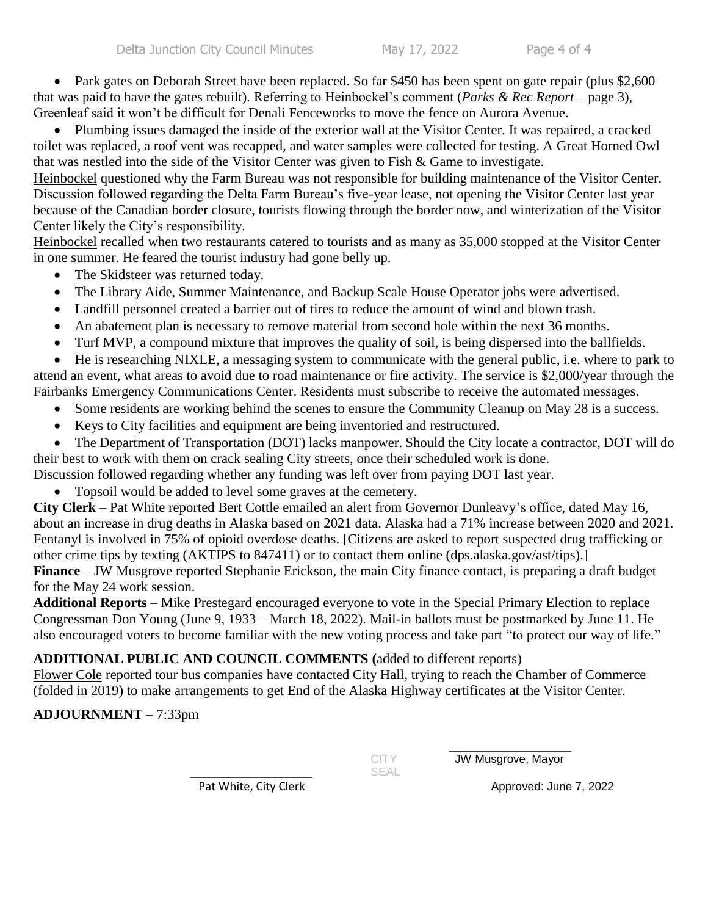- Park gates on Deborah Street have been replaced. So far $450 has been spent on gate repair (plus $2,600 that was paid to have the gates rebuilt). Referring to Heinbockel's comment (*Parks & Rec Report* – page 3), Greenleaf said it won't be difficult for Denali Fenceworks to move the fence on Aurora Avenue.
- Plumbing issues damaged the inside of the exterior wall at the Visitor Center. It was repaired, a cracked toilet was replaced, a roof vent was recapped, and water samples were collected for testing. A Great Horned Owl that was nestled into the side of the Visitor Center was given to Fish & Game to investigate.

<u>Heinbockel</u> questioned why the Farm Bureau was not responsible for building maintenance of the Visitor Center. Discussion followed regarding the Delta Farm Bureau's five-year lease, not opening the Visitor Center last year because of the Canadian border closure, tourists flowing through the border now, and winterization of the Visitor Center likely the City's responsibility.

<u>Heinbockel</u> recalled when two restaurants catered to tourists and as many as 35,000 stopped at the Visitor Center in one summer. He feared the tourist industry had gone belly up.

- The Skidsteer was returned today.
- The Library Aide, Summer Maintenance, and Backup Scale House Operator jobs were advertised.
- Landfill personnel created a barrier out of tires to reduce the amount of wind and blown trash.
- An abatement plan is necessary to remove material from second hole within the next 36 months.
- Turf MVP, a compound mixture that improves the quality of soil, is being dispersed into the ballfields.
- He is researching NIXLE, a messaging system to communicate with the general public, i.e. where to park to attend an event, what areas to avoid due to road maintenance or fire activity. The service is $2,000/year through the Fairbanks Emergency Communications Center. Residents must subscribe to receive the automated messages.
- Some residents are working behind the scenes to ensure the Community Cleanup on May 28 is a success.
- Keys to City facilities and equipment are being inventoried and restructured.
- The Department of Transportation (DOT) lacks manpower. Should the City locate a contractor, DOT will do their best to work with them on crack sealing City streets, once their scheduled work is done.

Discussion followed regarding whether any funding was left over from paying DOT last year.

- Topsoil would be added to level some graves at the cemetery.

**City Clerk** – Pat White reported Bert Cottle emailed an alert from Governor Dunleavy's office, dated May 16, about an increase in drug deaths in Alaska based on 2021 data. Alaska had a 71% increase between 2020 and 2021. Fentanyl is involved in 75% of opioid overdose deaths. [Citizens are asked to report suspected drug trafficking or other crime tips by texting (AKTIPS to 847411) or to contact them online (dps.alaska.gov/ast/tips).]

**Finance** – JW Musgrove reported Stephanie Erickson, the main City finance contact, is preparing a draft budget for the May 24 work session.

**Additional Reports** – Mike Prestegard encouraged everyone to vote in the Special Primary Election to replace Congressman Don Young (June 9, 1933 – March 18, 2022). Mail-in ballots must be postmarked by June 11. He also encouraged voters to become familiar with the new voting process and take part "to protect our way of life."

**ADDITIONAL PUBLIC AND COUNCIL COMMENTS (**added to different reports)

<u>Flower Cole</u> reported tour bus companies have contacted City Hall, trying to reach the Chamber of Commerce (folded in 2019) to make arrangements to get End of the Alaska Highway certificates at the Visitor Center.

**ADJOURNMENT** – 7:33pm

___________________
JW Musgrove, Mayor

CITY SEAL

___________________
Pat White, City Clerk

Approved: June 7, 2022